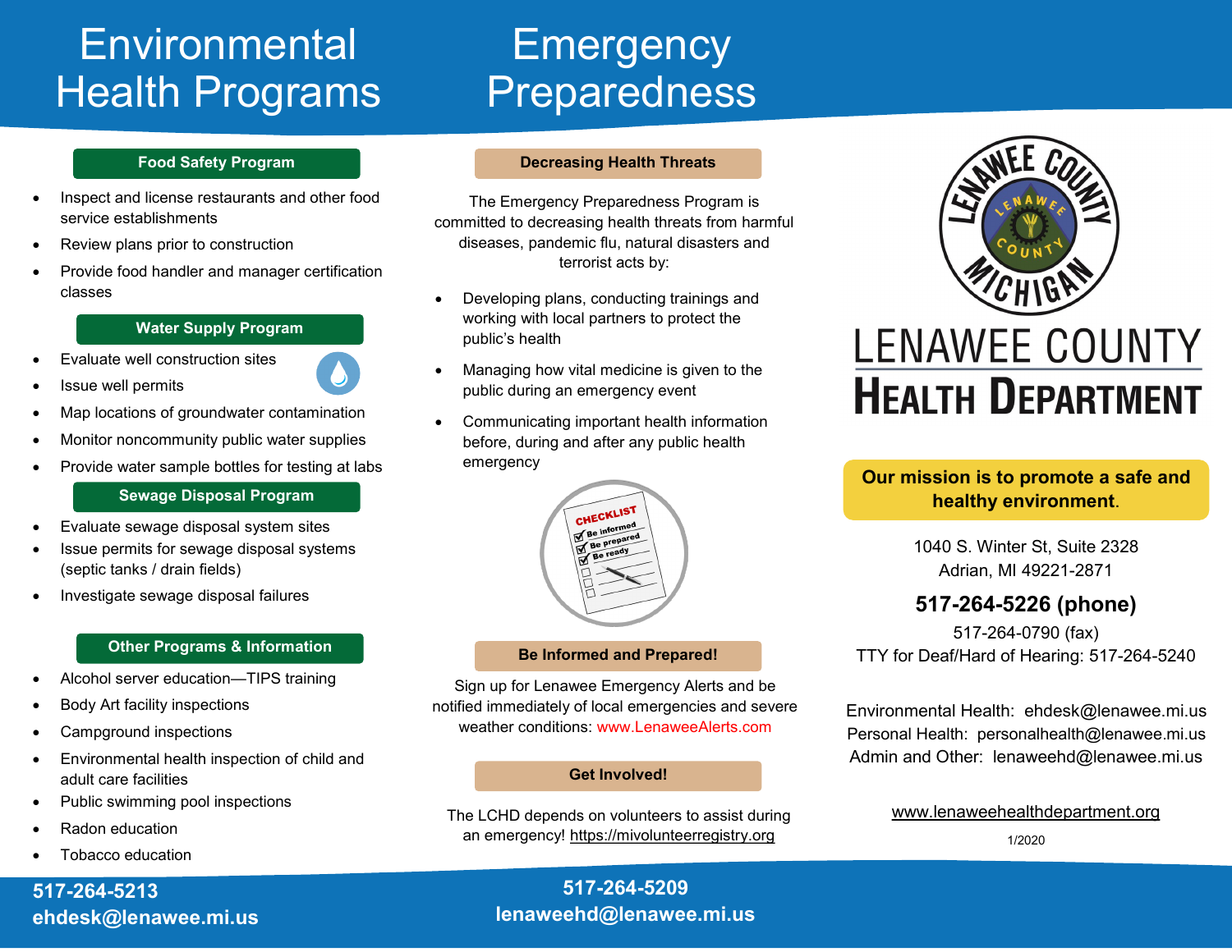# Environmental Health Programs

## Food Safety Program

- Inspect and license restaurants and other food service establishments
- Review plans prior to construction
- Provide food handler and manager certification classes

## Water Supply Program

- Evaluate well construction sites
- Issue well permits
- Map locations of groundwater contamination
- Monitor noncommunity public water supplies
- Provide water sample bottles for testing at labs

## Sewage Disposal Program

- Evaluate sewage disposal system sites
- Issue permits for sewage disposal systems (septic tanks / drain fields)
- Investigate sewage disposal failures

## Other Programs & Information

- Alcohol server education—TIPS training
- Body Art facility inspections
- Campground inspections
- Environmental health inspection of child and adult care facilities
- Public swimming pool inspections
- Radon education
- Tobacco education

**517-264-5213**
**ehdesk@lenawee.mi.us**

# Emergency Preparedness

## Decreasing Health Threats

The Emergency Preparedness Program is committed to decreasing health threats from harmful diseases, pandemic flu, natural disasters and terrorist acts by:

- Developing plans, conducting trainings and working with local partners to protect the public's health
- Managing how vital medicine is given to the public during an emergency event
- Communicating important health information before, during and after any public health emergency

## Be Informed and Prepared!

Sign up for Lenawee Emergency Alerts and be notified immediately of local emergencies and severe weather conditions: www.LenaweeAlerts.com

## Get Involved!

The LCHD depends on volunteers to assist during an emergency! https://mivolunteerregistry.org

**517-264-5209**
**lenaweehd@lenawee.mi.us**

# LENAWEE COUNTY HEALTH DEPARTMENT

**Our mission is to promote a safe and healthy environment.**

1040 S. Winter St, Suite 2328
Adrian, MI 49221-2871

**517-264-5226 (phone)**

517-264-0790 (fax)
TTY for Deaf/Hard of Hearing: 517-264-5240

Environmental Health: ehdesk@lenawee.mi.us
Personal Health: personalhealth@lenawee.mi.us
Admin and Other: lenaweehd@lenawee.mi.us

www.lenaweehealthdepartment.org

1/2020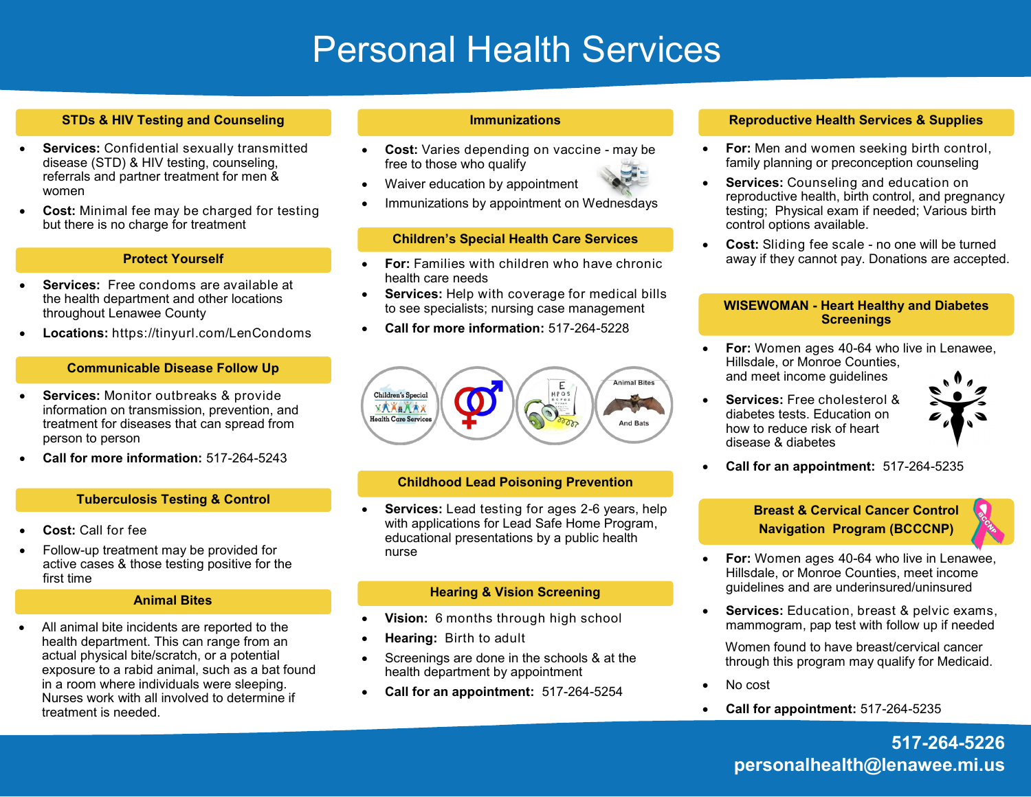# Personal Health Services

## STDs & HIV Testing and Counseling

- **Services:** Confidential sexually transmitted disease (STD) & HIV testing, counseling, referrals and partner treatment for men & women
- **Cost:** Minimal fee may be charged for testing but there is no charge for treatment

## Protect Yourself

- **Services:** Free condoms are available at the health department and other locations throughout Lenawee County
- **Locations:** https://tinyurl.com/LenCondoms

## Communicable Disease Follow Up

- **Services:** Monitor outbreaks & provide information on transmission, prevention, and treatment for diseases that can spread from person to person
- **Call for more information:** 517-264-5243

## Tuberculosis Testing & Control

- **Cost:** Call for fee
- Follow-up treatment may be provided for active cases & those testing positive for the first time

## Animal Bites

- All animal bite incidents are reported to the health department. This can range from an actual physical bite/scratch, or a potential exposure to a rabid animal, such as a bat found in a room where individuals were sleeping. Nurses work with all involved to determine if treatment is needed.

## Immunizations

- **Cost:** Varies depending on vaccine - may be free to those who qualify
- Waiver education by appointment
- Immunizations by appointment on Wednesdays

## Children's Special Health Care Services

- **For:** Families with children who have chronic health care needs
- **Services:** Help with coverage for medical bills to see specialists; nursing case management
- **Call for more information:** 517-264-5228

## Childhood Lead Poisoning Prevention

- **Services:** Lead testing for ages 2-6 years, help with applications for Lead Safe Home Program, educational presentations by a public health nurse

## Hearing & Vision Screening

- **Vision:** 6 months through high school
- **Hearing:** Birth to adult
- Screenings are done in the schools & at the health department by appointment
- **Call for an appointment:** 517-264-5254

## Reproductive Health Services & Supplies

- **For:** Men and women seeking birth control, family planning or preconception counseling
- **Services:** Counseling and education on reproductive health, birth control, and pregnancy testing; Physical exam if needed; Various birth control options available.
- **Cost:** Sliding fee scale - no one will be turned away if they cannot pay. Donations are accepted.

## WISEWOMAN - Heart Healthy and Diabetes Screenings

- **For:** Women ages 40-64 who live in Lenawee, Hillsdale, or Monroe Counties, and meet income guidelines
- **Services:** Free cholesterol & diabetes tests. Education on how to reduce risk of heart disease & diabetes
- **Call for an appointment:** 517-264-5235

## Breast & Cervical Cancer Control Navigation Program (BCCCNP)

- **For:** Women ages 40-64 who live in Lenawee, Hillsdale, or Monroe Counties, meet income guidelines and are underinsured/uninsured
- **Services:** Education, breast & pelvic exams, mammogram, pap test with follow up if needed

  Women found to have breast/cervical cancer through this program may qualify for Medicaid.
- No cost
- **Call for appointment:** 517-264-5235

**517-264-5226**
**personalhealth@lenawee.mi.us**